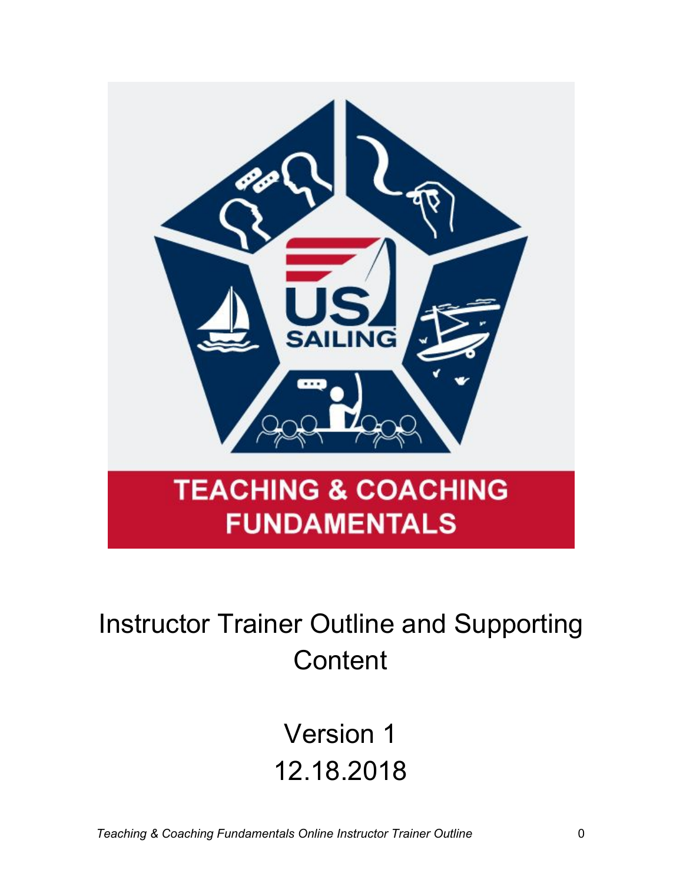US SAILING

TEACHING & COACHING FUNDAMENTALS

# Instructor Trainer Outline and Supporting Content

Version 1

12.18.2018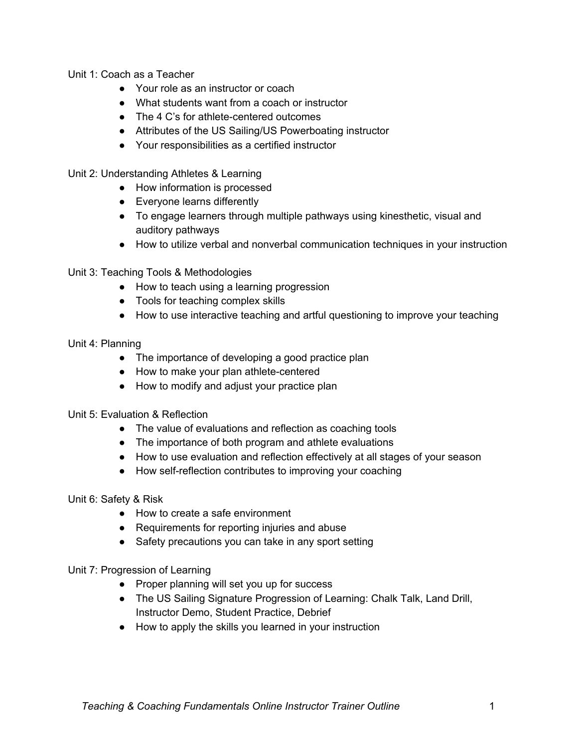Unit 1: Coach as a Teacher

- Your role as an instructor or coach
- What students want from a coach or instructor
- The 4 C's for athlete-centered outcomes
- Attributes of the US Sailing/US Powerboating instructor
- Your responsibilities as a certified instructor

Unit 2: Understanding Athletes & Learning

- How information is processed
- Everyone learns differently
- To engage learners through multiple pathways using kinesthetic, visual and auditory pathways
- How to utilize verbal and nonverbal communication techniques in your instruction

Unit 3: Teaching Tools & Methodologies

- How to teach using a learning progression
- Tools for teaching complex skills
- How to use interactive teaching and artful questioning to improve your teaching

Unit 4: Planning

- The importance of developing a good practice plan
- How to make your plan athlete-centered
- How to modify and adjust your practice plan

Unit 5: Evaluation & Reflection

- The value of evaluations and reflection as coaching tools
- The importance of both program and athlete evaluations
- How to use evaluation and reflection effectively at all stages of your season
- How self-reflection contributes to improving your coaching

Unit 6: Safety & Risk

- How to create a safe environment
- Requirements for reporting injuries and abuse
- Safety precautions you can take in any sport setting

Unit 7: Progression of Learning

- Proper planning will set you up for success
- The US Sailing Signature Progression of Learning: Chalk Talk, Land Drill, Instructor Demo, Student Practice, Debrief
- How to apply the skills you learned in your instruction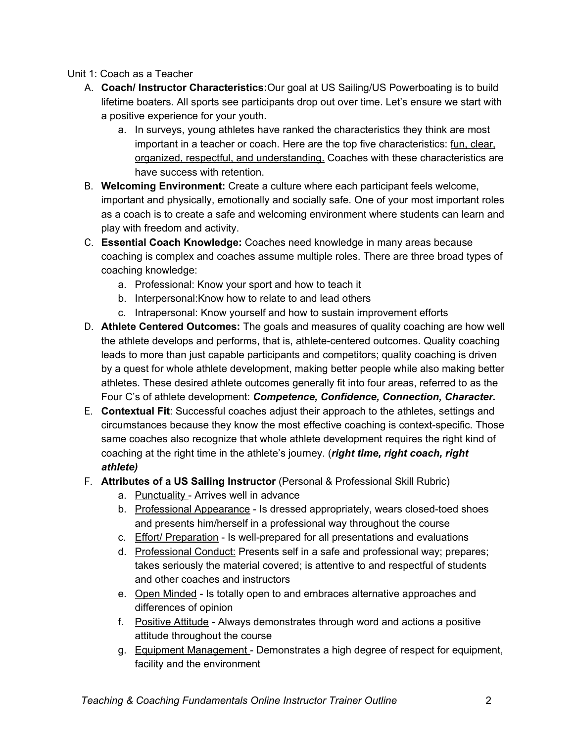Unit 1: Coach as a Teacher

A. **Coach/ Instructor Characteristics:**Our goal at US Sailing/US Powerboating is to build lifetime boaters. All sports see participants drop out over time. Let's ensure we start with a positive experience for your youth.
   a. In surveys, young athletes have ranked the characteristics they think are most important in a teacher or coach. Here are the top five characteristics: <u>fun, clear, organized, respectful, and understanding.</u> Coaches with these characteristics are have success with retention.
B. **Welcoming Environment:** Create a culture where each participant feels welcome, important and physically, emotionally and socially safe. One of your most important roles as a coach is to create a safe and welcoming environment where students can learn and play with freedom and activity.
C. **Essential Coach Knowledge:** Coaches need knowledge in many areas because coaching is complex and coaches assume multiple roles. There are three broad types of coaching knowledge:
   a. Professional: Know your sport and how to teach it
   b. Interpersonal:Know how to relate to and lead others
   c. Intrapersonal: Know yourself and how to sustain improvement efforts
D. **Athlete Centered Outcomes:** The goals and measures of quality coaching are how well the athlete develops and performs, that is, athlete-centered outcomes. Quality coaching leads to more than just capable participants and competitors; quality coaching is driven by a quest for whole athlete development, making better people while also making better athletes. These desired athlete outcomes generally fit into four areas, referred to as the Four C's of athlete development: ***Competence, Confidence, Connection, Character.***
E. **Contextual Fit**: Successful coaches adjust their approach to the athletes, settings and circumstances because they know the most effective coaching is context-specific. Those same coaches also recognize that whole athlete development requires the right kind of coaching at the right time in the athlete's journey. (***right time, right coach, right athlete)***
F. **Attributes of a US Sailing Instructor** (Personal & Professional Skill Rubric)
   a. <u>Punctuality</u> - Arrives well in advance
   b. <u>Professional Appearance</u> - Is dressed appropriately, wears closed-toed shoes and presents him/herself in a professional way throughout the course
   c. <u>Effort/ Preparation</u> - Is well-prepared for all presentations and evaluations
   d. <u>Professional Conduct:</u> Presents self in a safe and professional way; prepares; takes seriously the material covered; is attentive to and respectful of students and other coaches and instructors
   e. <u>Open Minded</u> - Is totally open to and embraces alternative approaches and differences of opinion
   f. <u>Positive Attitude</u> - Always demonstrates through word and actions a positive attitude throughout the course
   g. <u>Equipment Management</u> - Demonstrates a high degree of respect for equipment, facility and the environment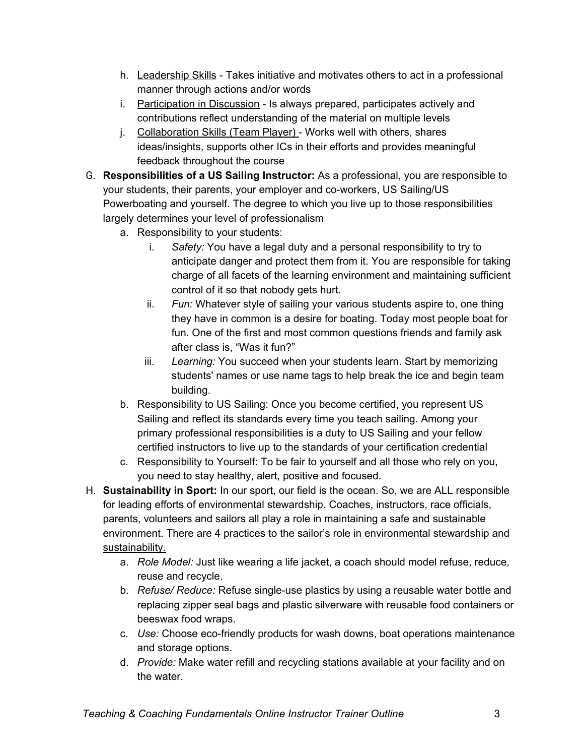h. <u>Leadership Skills</u> - Takes initiative and motivates others to act in a professional manner through actions and/or words

i. <u>Participation in Discussion</u> - Is always prepared, participates actively and contributions reflect understanding of the material on multiple levels

j. <u>Collaboration Skills (Team Player)</u> - Works well with others, shares ideas/insights, supports other ICs in their efforts and provides meaningful feedback throughout the course

G. **Responsibilities of a US Sailing Instructor:** As a professional, you are responsible to your students, their parents, your employer and co-workers, US Sailing/US Powerboating and yourself. The degree to which you live up to those responsibilities largely determines your level of professionalism

   a. Responsibility to your students:

      i. *Safety:* You have a legal duty and a personal responsibility to try to anticipate danger and protect them from it. You are responsible for taking charge of all facets of the learning environment and maintaining sufficient control of it so that nobody gets hurt.

      ii. *Fun:* Whatever style of sailing your various students aspire to, one thing they have in common is a desire for boating. Today most people boat for fun. One of the first and most common questions friends and family ask after class is, "Was it fun?"

      iii. *Learning:* You succeed when your students learn. Start by memorizing students' names or use name tags to help break the ice and begin team building.

   b. Responsibility to US Sailing: Once you become certified, you represent US Sailing and reflect its standards every time you teach sailing. Among your primary professional responsibilities is a duty to US Sailing and your fellow certified instructors to live up to the standards of your certification credential

   c. Responsibility to Yourself: To be fair to yourself and all those who rely on you, you need to stay healthy, alert, positive and focused.

H. **Sustainability in Sport:** In our sport, our field is the ocean. So, we are ALL responsible for leading efforts of environmental stewardship. Coaches, instructors, race officials, parents, volunteers and sailors all play a role in maintaining a safe and sustainable environment. <u>There are 4 practices to the sailor's role in environmental stewardship and sustainability.</u>

   a. *Role Model:* Just like wearing a life jacket, a coach should model refuse, reduce, reuse and recycle.

   b. *Refuse/ Reduce:* Refuse single-use plastics by using a reusable water bottle and replacing zipper seal bags and plastic silverware with reusable food containers or beeswax food wraps.

   c. *Use:* Choose eco-friendly products for wash downs, boat operations maintenance and storage options.

   d. *Provide:* Make water refill and recycling stations available at your facility and on the water.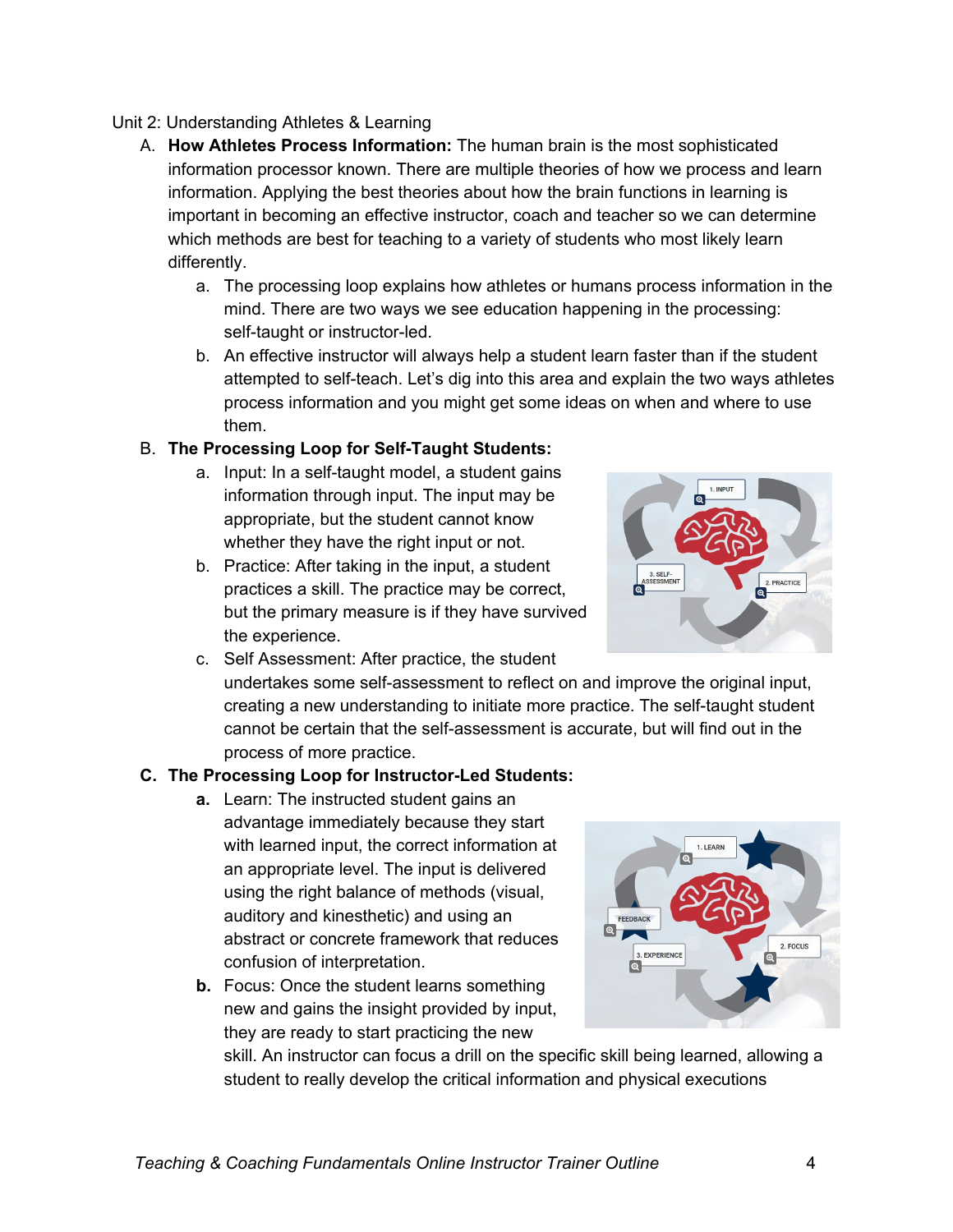Unit 2: Understanding Athletes & Learning

A. **How Athletes Process Information:** The human brain is the most sophisticated information processor known. There are multiple theories of how we process and learn information. Applying the best theories about how the brain functions in learning is important in becoming an effective instructor, coach and teacher so we can determine which methods are best for teaching to a variety of students who most likely learn differently.
   a. The processing loop explains how athletes or humans process information in the mind. There are two ways we see education happening in the processing: self-taught or instructor-led.
   b. An effective instructor will always help a student learn faster than if the student attempted to self-teach. Let's dig into this area and explain the two ways athletes process information and you might get some ideas on when and where to use them.

B. **The Processing Loop for Self-Taught Students:**
   a. Input: In a self-taught model, a student gains information through input. The input may be appropriate, but the student cannot know whether they have the right input or not.
   b. Practice: After taking in the input, a student practices a skill. The practice may be correct, but the primary measure is if they have survived the experience.
   c. Self Assessment: After practice, the student undertakes some self-assessment to reflect on and improve the original input, creating a new understanding to initiate more practice. The self-taught student cannot be certain that the self-assessment is accurate, but will find out in the process of more practice.

C. **The Processing Loop for Instructor-Led Students:**
   **a.** Learn: The instructed student gains an advantage immediately because they start with learned input, the correct information at an appropriate level. The input is delivered using the right balance of methods (visual, auditory and kinesthetic) and using an abstract or concrete framework that reduces confusion of interpretation.
   **b.** Focus: Once the student learns something new and gains the insight provided by input, they are ready to start practicing the new skill. An instructor can focus a drill on the specific skill being learned, allowing a student to really develop the critical information and physical executions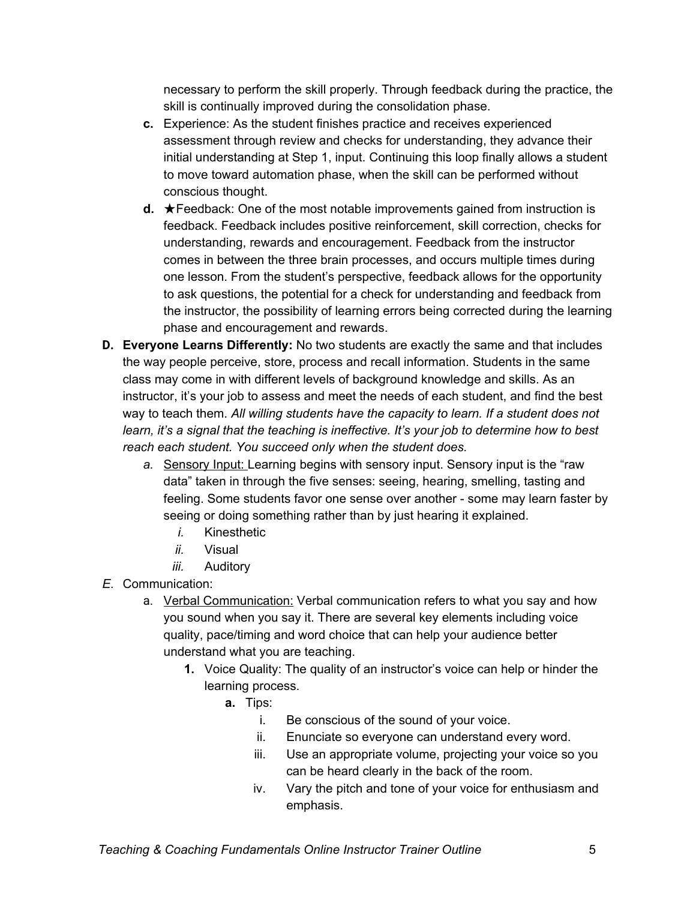necessary to perform the skill properly. Through feedback during the practice, the skill is continually improved during the consolidation phase.

- **c.** Experience: As the student finishes practice and receives experienced assessment through review and checks for understanding, they advance their initial understanding at Step 1, input. Continuing this loop finally allows a student to move toward automation phase, when the skill can be performed without conscious thought.
- **d.** ★Feedback: One of the most notable improvements gained from instruction is feedback. Feedback includes positive reinforcement, skill correction, checks for understanding, rewards and encouragement. Feedback from the instructor comes in between the three brain processes, and occurs multiple times during one lesson. From the student's perspective, feedback allows for the opportunity to ask questions, the potential for a check for understanding and feedback from the instructor, the possibility of learning errors being corrected during the learning phase and encouragement and rewards.

**D. Everyone Learns Differently:** No two students are exactly the same and that includes the way people perceive, store, process and recall information. Students in the same class may come in with different levels of background knowledge and skills. As an instructor, it's your job to assess and meet the needs of each student, and find the best way to teach them. *All willing students have the capacity to learn. If a student does not learn, it's a signal that the teaching is ineffective. It's your job to determine how to best reach each student. You succeed only when the student does.*

- *a.* Sensory Input: Learning begins with sensory input. Sensory input is the "raw data" taken in through the five senses: seeing, hearing, smelling, tasting and feeling. Some students favor one sense over another - some may learn faster by seeing or doing something rather than by just hearing it explained.
  - *i.* Kinesthetic
  - *ii.* Visual
  - *iii.* Auditory

*E.* Communication:

- a. Verbal Communication: Verbal communication refers to what you say and how you sound when you say it. There are several key elements including voice quality, pace/timing and word choice that can help your audience better understand what you are teaching.
  - **1.** Voice Quality: The quality of an instructor's voice can help or hinder the learning process.
    - **a.** Tips:
      - i. Be conscious of the sound of your voice.
      - ii. Enunciate so everyone can understand every word.
      - iii. Use an appropriate volume, projecting your voice so you can be heard clearly in the back of the room.
      - iv. Vary the pitch and tone of your voice for enthusiasm and emphasis.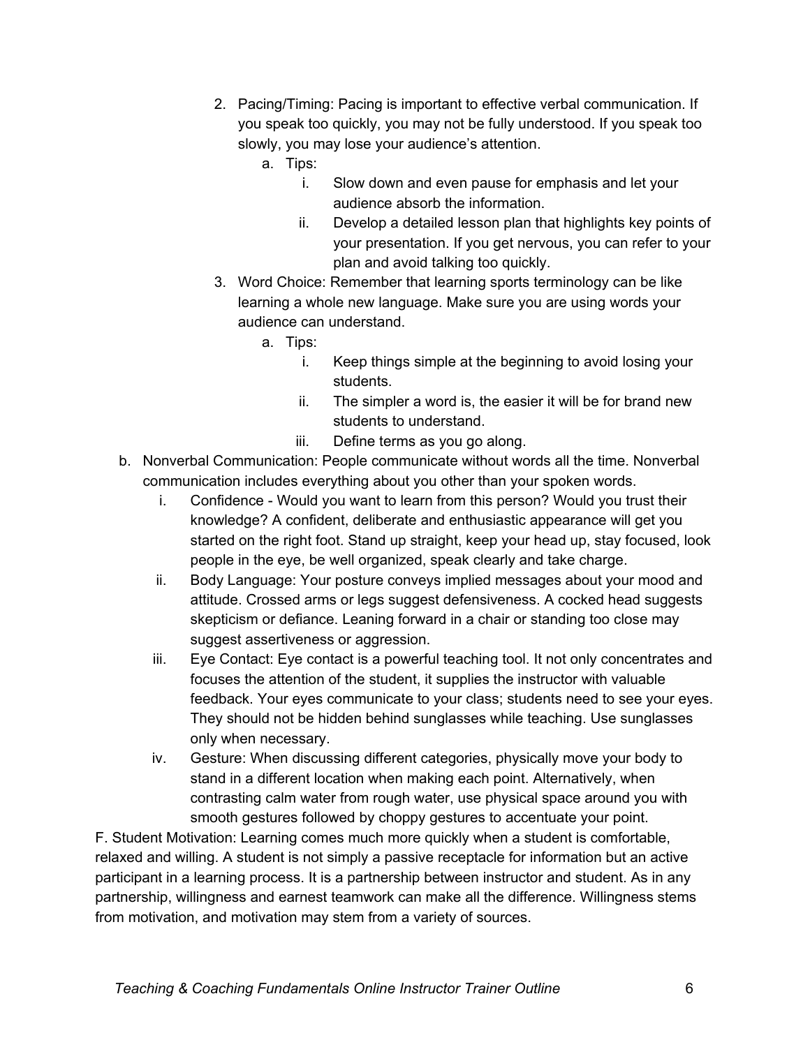2. Pacing/Timing: Pacing is important to effective verbal communication. If you speak too quickly, you may not be fully understood. If you speak too slowly, you may lose your audience's attention.
    a. Tips:
        i. Slow down and even pause for emphasis and let your audience absorb the information.
        ii. Develop a detailed lesson plan that highlights key points of your presentation. If you get nervous, you can refer to your plan and avoid talking too quickly.
3. Word Choice: Remember that learning sports terminology can be like learning a whole new language. Make sure you are using words your audience can understand.
    a. Tips:
        i. Keep things simple at the beginning to avoid losing your students.
        ii. The simpler a word is, the easier it will be for brand new students to understand.
        iii. Define terms as you go along.

b. Nonverbal Communication: People communicate without words all the time. Nonverbal communication includes everything about you other than your spoken words.
    i. Confidence - Would you want to learn from this person? Would you trust their knowledge? A confident, deliberate and enthusiastic appearance will get you started on the right foot. Stand up straight, keep your head up, stay focused, look people in the eye, be well organized, speak clearly and take charge.
    ii. Body Language: Your posture conveys implied messages about your mood and attitude. Crossed arms or legs suggest defensiveness. A cocked head suggests skepticism or defiance. Leaning forward in a chair or standing too close may suggest assertiveness or aggression.
    iii. Eye Contact: Eye contact is a powerful teaching tool. It not only concentrates and focuses the attention of the student, it supplies the instructor with valuable feedback. Your eyes communicate to your class; students need to see your eyes. They should not be hidden behind sunglasses while teaching. Use sunglasses only when necessary.
    iv. Gesture: When discussing different categories, physically move your body to stand in a different location when making each point. Alternatively, when contrasting calm water from rough water, use physical space around you with smooth gestures followed by choppy gestures to accentuate your point.

F. Student Motivation: Learning comes much more quickly when a student is comfortable, relaxed and willing. A student is not simply a passive receptacle for information but an active participant in a learning process. It is a partnership between instructor and student. As in any partnership, willingness and earnest teamwork can make all the difference. Willingness stems from motivation, and motivation may stem from a variety of sources.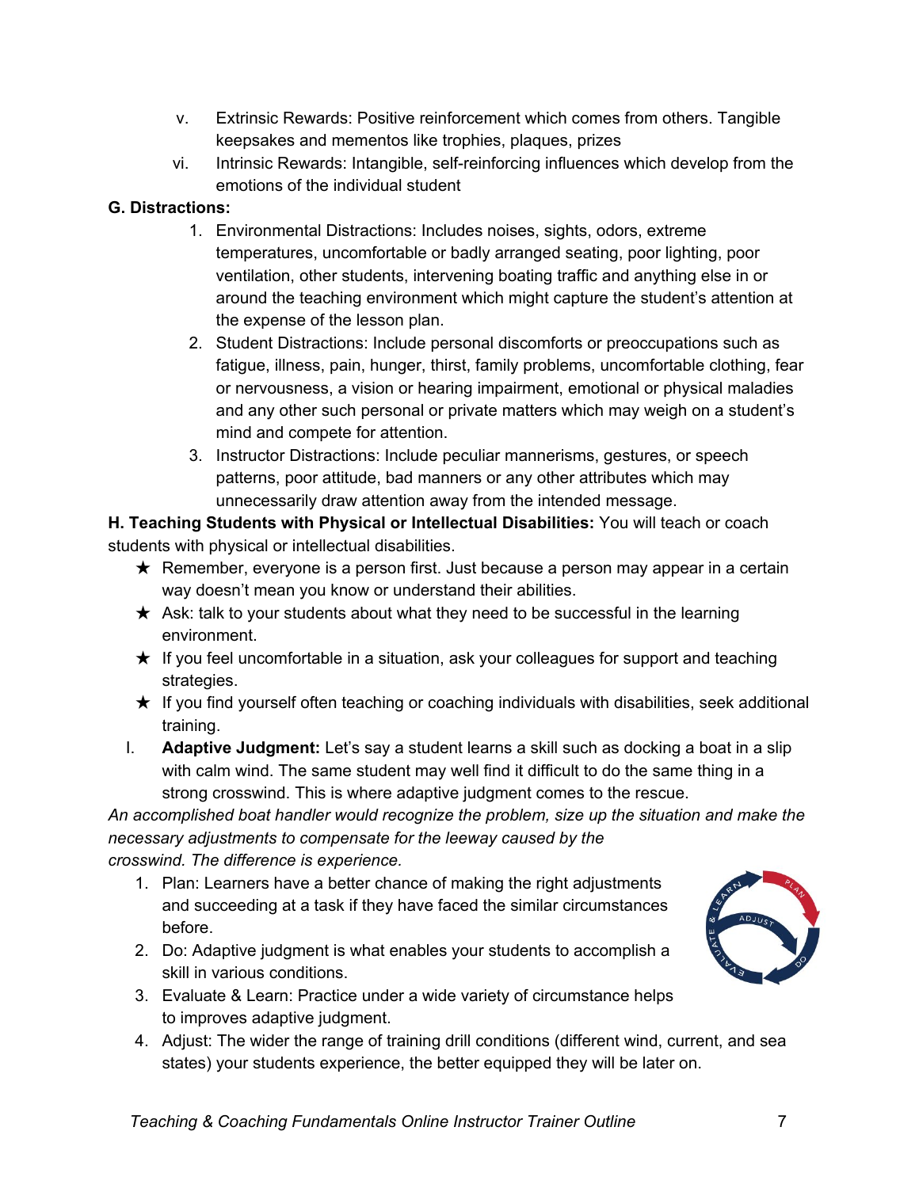v. Extrinsic Rewards: Positive reinforcement which comes from others. Tangible keepsakes and mementos like trophies, plaques, prizes

vi. Intrinsic Rewards: Intangible, self-reinforcing influences which develop from the emotions of the individual student

**G. Distractions:**

1. Environmental Distractions: Includes noises, sights, odors, extreme temperatures, uncomfortable or badly arranged seating, poor lighting, poor ventilation, other students, intervening boating traffic and anything else in or around the teaching environment which might capture the student's attention at the expense of the lesson plan.
2. Student Distractions: Include personal discomforts or preoccupations such as fatigue, illness, pain, hunger, thirst, family problems, uncomfortable clothing, fear or nervousness, a vision or hearing impairment, emotional or physical maladies and any other such personal or private matters which may weigh on a student's mind and compete for attention.
3. Instructor Distractions: Include peculiar mannerisms, gestures, or speech patterns, poor attitude, bad manners or any other attributes which may unnecessarily draw attention away from the intended message.

**H. Teaching Students with Physical or Intellectual Disabilities:** You will teach or coach students with physical or intellectual disabilities.

- ★ Remember, everyone is a person first. Just because a person may appear in a certain way doesn't mean you know or understand their abilities.
- ★ Ask: talk to your students about what they need to be successful in the learning environment.
- ★ If you feel uncomfortable in a situation, ask your colleagues for support and teaching strategies.
- ★ If you find yourself often teaching or coaching individuals with disabilities, seek additional training.

I. **Adaptive Judgment:** Let's say a student learns a skill such as docking a boat in a slip with calm wind. The same student may well find it difficult to do the same thing in a strong crosswind. This is where adaptive judgment comes to the rescue.

*An accomplished boat handler would recognize the problem, size up the situation and make the necessary adjustments to compensate for the leeway caused by the crosswind. The difference is experience.*

1. Plan: Learners have a better chance of making the right adjustments and succeeding at a task if they have faced the similar circumstances before.
2. Do: Adaptive judgment is what enables your students to accomplish a skill in various conditions.
3. Evaluate & Learn: Practice under a wide variety of circumstance helps to improves adaptive judgment.
4. Adjust: The wider the range of training drill conditions (different wind, current, and sea states) your students experience, the better equipped they will be later on.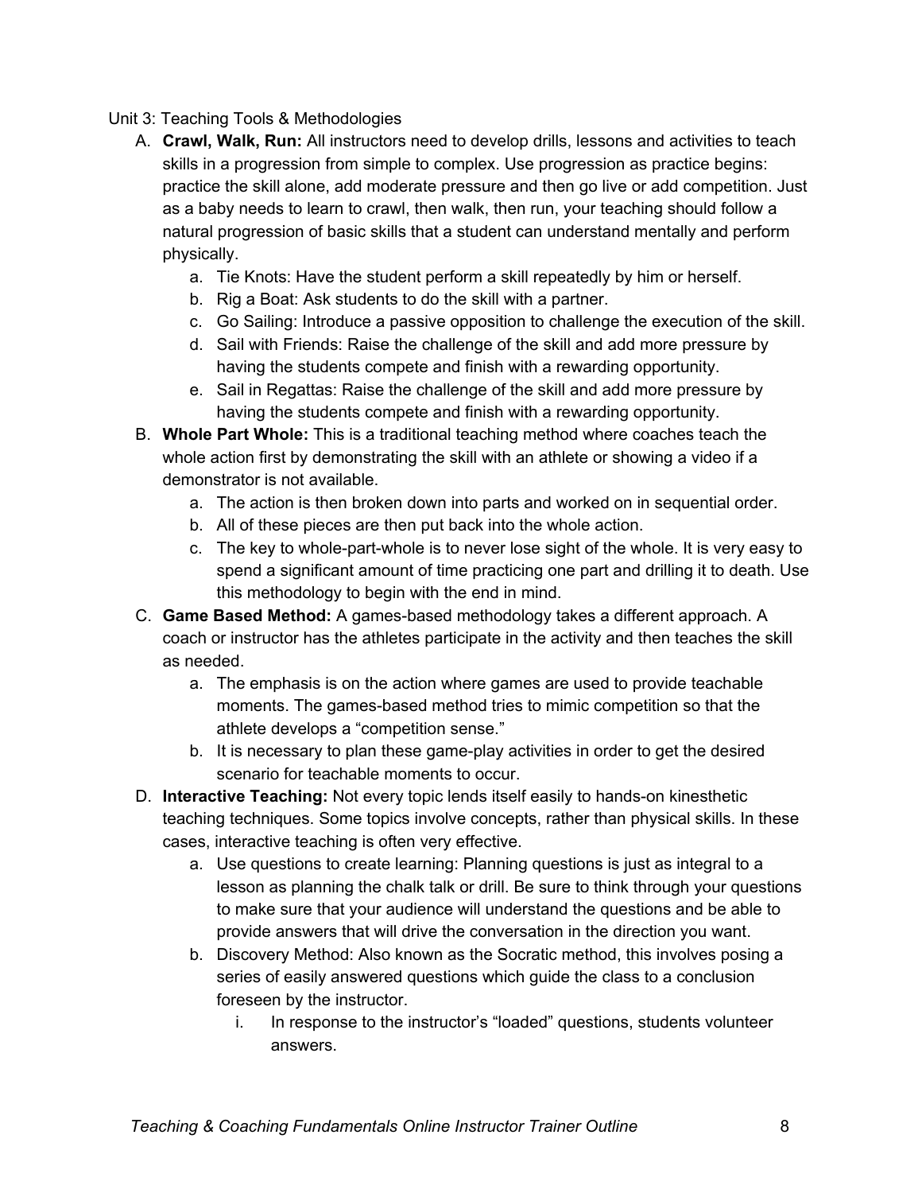Unit 3: Teaching Tools & Methodologies

A. **Crawl, Walk, Run:** All instructors need to develop drills, lessons and activities to teach skills in a progression from simple to complex. Use progression as practice begins: practice the skill alone, add moderate pressure and then go live or add competition. Just as a baby needs to learn to crawl, then walk, then run, your teaching should follow a natural progression of basic skills that a student can understand mentally and perform physically.
    a. Tie Knots: Have the student perform a skill repeatedly by him or herself.
    b. Rig a Boat: Ask students to do the skill with a partner.
    c. Go Sailing: Introduce a passive opposition to challenge the execution of the skill.
    d. Sail with Friends: Raise the challenge of the skill and add more pressure by having the students compete and finish with a rewarding opportunity.
    e. Sail in Regattas: Raise the challenge of the skill and add more pressure by having the students compete and finish with a rewarding opportunity.
B. **Whole Part Whole:** This is a traditional teaching method where coaches teach the whole action first by demonstrating the skill with an athlete or showing a video if a demonstrator is not available.
    a. The action is then broken down into parts and worked on in sequential order.
    b. All of these pieces are then put back into the whole action.
    c. The key to whole-part-whole is to never lose sight of the whole. It is very easy to spend a significant amount of time practicing one part and drilling it to death. Use this methodology to begin with the end in mind.
C. **Game Based Method:** A games-based methodology takes a different approach. A coach or instructor has the athletes participate in the activity and then teaches the skill as needed.
    a. The emphasis is on the action where games are used to provide teachable moments. The games-based method tries to mimic competition so that the athlete develops a "competition sense."
    b. It is necessary to plan these game-play activities in order to get the desired scenario for teachable moments to occur.
D. **Interactive Teaching:** Not every topic lends itself easily to hands-on kinesthetic teaching techniques. Some topics involve concepts, rather than physical skills. In these cases, interactive teaching is often very effective.
    a. Use questions to create learning: Planning questions is just as integral to a lesson as planning the chalk talk or drill. Be sure to think through your questions to make sure that your audience will understand the questions and be able to provide answers that will drive the conversation in the direction you want.
    b. Discovery Method: Also known as the Socratic method, this involves posing a series of easily answered questions which guide the class to a conclusion foreseen by the instructor.
        i. In response to the instructor's "loaded" questions, students volunteer answers.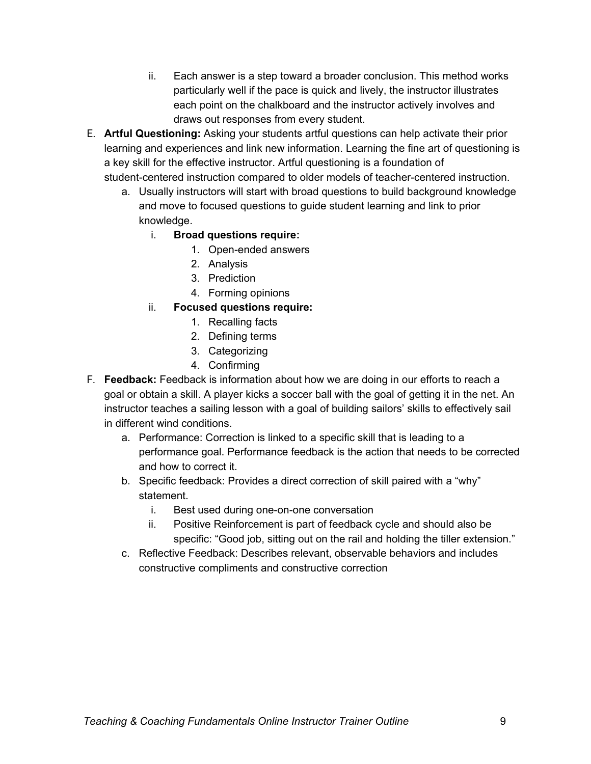ii. Each answer is a step toward a broader conclusion. This method works particularly well if the pace is quick and lively, the instructor illustrates each point on the chalkboard and the instructor actively involves and draws out responses from every student.

E. **Artful Questioning:** Asking your students artful questions can help activate their prior learning and experiences and link new information. Learning the fine art of questioning is a key skill for the effective instructor. Artful questioning is a foundation of student-centered instruction compared to older models of teacher-centered instruction.

   a. Usually instructors will start with broad questions to build background knowledge and move to focused questions to guide student learning and link to prior knowledge.

      i. **Broad questions require:**
         1. Open-ended answers
         2. Analysis
         3. Prediction
         4. Forming opinions

      ii. **Focused questions require:**
         1. Recalling facts
         2. Defining terms
         3. Categorizing
         4. Confirming

F. **Feedback:** Feedback is information about how we are doing in our efforts to reach a goal or obtain a skill. A player kicks a soccer ball with the goal of getting it in the net. An instructor teaches a sailing lesson with a goal of building sailors' skills to effectively sail in different wind conditions.

   a. Performance: Correction is linked to a specific skill that is leading to a performance goal. Performance feedback is the action that needs to be corrected and how to correct it.

   b. Specific feedback: Provides a direct correction of skill paired with a "why" statement.
      i. Best used during one-on-one conversation
      ii. Positive Reinforcement is part of feedback cycle and should also be specific: "Good job, sitting out on the rail and holding the tiller extension."

   c. Reflective Feedback: Describes relevant, observable behaviors and includes constructive compliments and constructive correction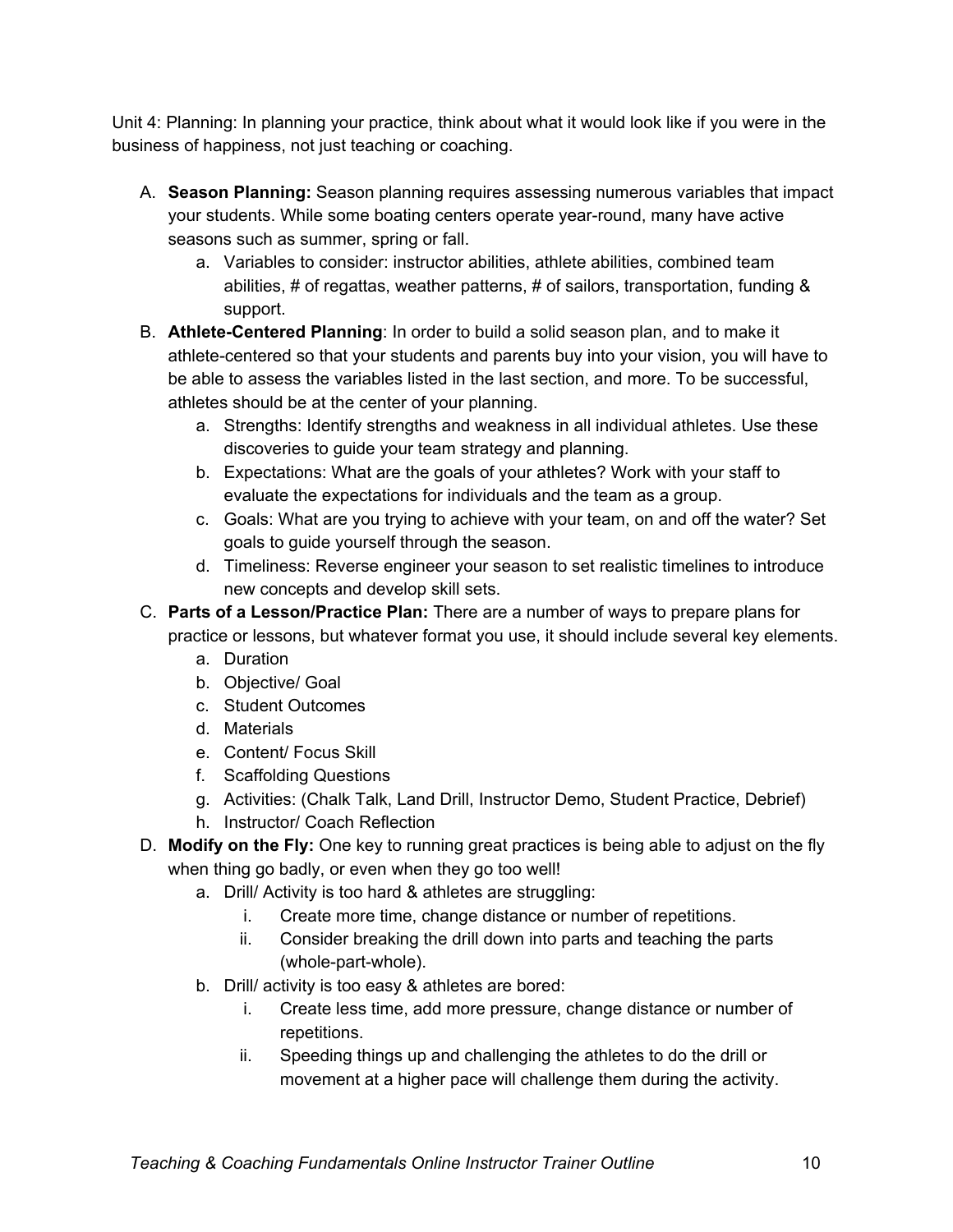Unit 4: Planning: In planning your practice, think about what it would look like if you were in the business of happiness, not just teaching or coaching.

A. **Season Planning:** Season planning requires assessing numerous variables that impact your students. While some boating centers operate year-round, many have active seasons such as summer, spring or fall.
    a. Variables to consider: instructor abilities, athlete abilities, combined team abilities, # of regattas, weather patterns, # of sailors, transportation, funding & support.
B. **Athlete-Centered Planning**: In order to build a solid season plan, and to make it athlete-centered so that your students and parents buy into your vision, you will have to be able to assess the variables listed in the last section, and more. To be successful, athletes should be at the center of your planning.
    a. Strengths: Identify strengths and weakness in all individual athletes. Use these discoveries to guide your team strategy and planning.
    b. Expectations: What are the goals of your athletes? Work with your staff to evaluate the expectations for individuals and the team as a group.
    c. Goals: What are you trying to achieve with your team, on and off the water? Set goals to guide yourself through the season.
    d. Timeliness: Reverse engineer your season to set realistic timelines to introduce new concepts and develop skill sets.
C. **Parts of a Lesson/Practice Plan:** There are a number of ways to prepare plans for practice or lessons, but whatever format you use, it should include several key elements.
    a. Duration
    b. Objective/ Goal
    c. Student Outcomes
    d. Materials
    e. Content/ Focus Skill
    f. Scaffolding Questions
    g. Activities: (Chalk Talk, Land Drill, Instructor Demo, Student Practice, Debrief)
    h. Instructor/ Coach Reflection
D. **Modify on the Fly:** One key to running great practices is being able to adjust on the fly when thing go badly, or even when they go too well!
    a. Drill/ Activity is too hard & athletes are struggling:
        i. Create more time, change distance or number of repetitions.
        ii. Consider breaking the drill down into parts and teaching the parts (whole-part-whole).
    b. Drill/ activity is too easy & athletes are bored:
        i. Create less time, add more pressure, change distance or number of repetitions.
        ii. Speeding things up and challenging the athletes to do the drill or movement at a higher pace will challenge them during the activity.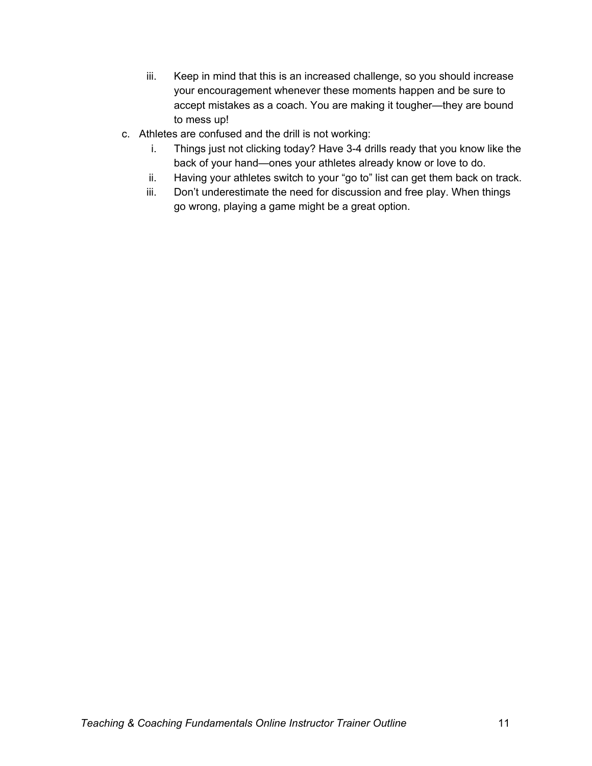iii. Keep in mind that this is an increased challenge, so you should increase your encouragement whenever these moments happen and be sure to accept mistakes as a coach. You are making it tougher—they are bound to mess up!

c. Athletes are confused and the drill is not working:
   i. Things just not clicking today? Have 3-4 drills ready that you know like the back of your hand—ones your athletes already know or love to do.
   ii. Having your athletes switch to your "go to" list can get them back on track.
   iii. Don't underestimate the need for discussion and free play. When things go wrong, playing a game might be a great option.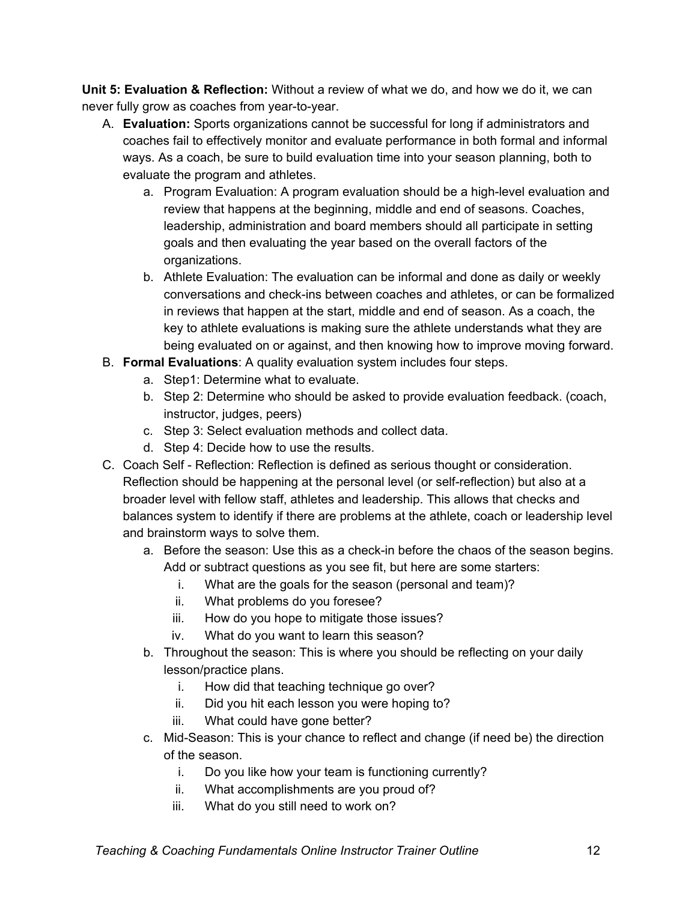**Unit 5: Evaluation & Reflection:** Without a review of what we do, and how we do it, we can never fully grow as coaches from year-to-year.

A. **Evaluation:** Sports organizations cannot be successful for long if administrators and coaches fail to effectively monitor and evaluate performance in both formal and informal ways. As a coach, be sure to build evaluation time into your season planning, both to evaluate the program and athletes.
   a. Program Evaluation: A program evaluation should be a high-level evaluation and review that happens at the beginning, middle and end of seasons. Coaches, leadership, administration and board members should all participate in setting goals and then evaluating the year based on the overall factors of the organizations.
   b. Athlete Evaluation: The evaluation can be informal and done as daily or weekly conversations and check-ins between coaches and athletes, or can be formalized in reviews that happen at the start, middle and end of season. As a coach, the key to athlete evaluations is making sure the athlete understands what they are being evaluated on or against, and then knowing how to improve moving forward.

B. **Formal Evaluations**: A quality evaluation system includes four steps.
   a. Step1: Determine what to evaluate.
   b. Step 2: Determine who should be asked to provide evaluation feedback. (coach, instructor, judges, peers)
   c. Step 3: Select evaluation methods and collect data.
   d. Step 4: Decide how to use the results.

C. Coach Self - Reflection: Reflection is defined as serious thought or consideration. Reflection should be happening at the personal level (or self-reflection) but also at a broader level with fellow staff, athletes and leadership. This allows that checks and balances system to identify if there are problems at the athlete, coach or leadership level and brainstorm ways to solve them.
   a. Before the season: Use this as a check-in before the chaos of the season begins. Add or subtract questions as you see fit, but here are some starters:
      i. What are the goals for the season (personal and team)?
      ii. What problems do you foresee?
      iii. How do you hope to mitigate those issues?
      iv. What do you want to learn this season?
   b. Throughout the season: This is where you should be reflecting on your daily lesson/practice plans.
      i. How did that teaching technique go over?
      ii. Did you hit each lesson you were hoping to?
      iii. What could have gone better?
   c. Mid-Season: This is your chance to reflect and change (if need be) the direction of the season.
      i. Do you like how your team is functioning currently?
      ii. What accomplishments are you proud of?
      iii. What do you still need to work on?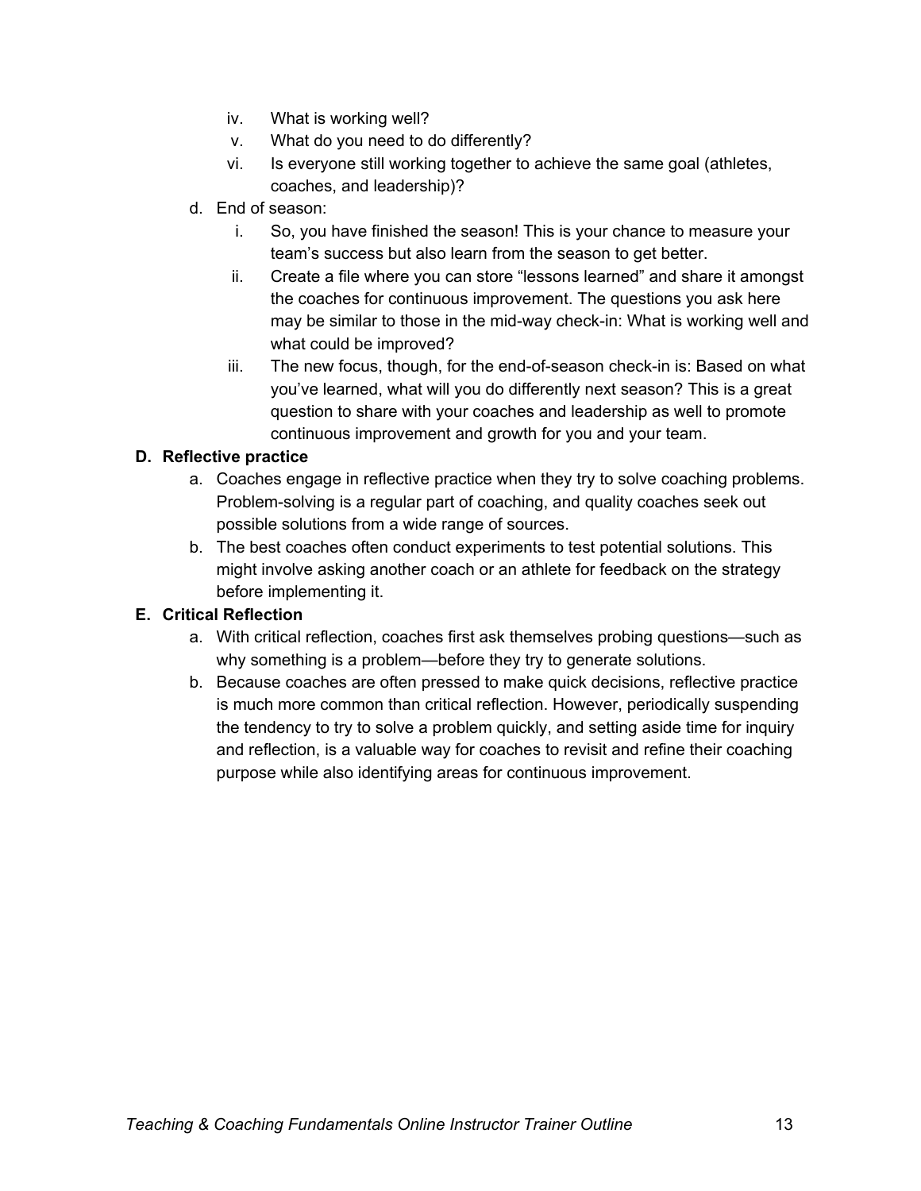iv. What is working well?

v. What do you need to do differently?

vi. Is everyone still working together to achieve the same goal (athletes, coaches, and leadership)?

d. End of season:

i. So, you have finished the season! This is your chance to measure your team's success but also learn from the season to get better.

ii. Create a file where you can store "lessons learned" and share it amongst the coaches for continuous improvement. The questions you ask here may be similar to those in the mid-way check-in: What is working well and what could be improved?

iii. The new focus, though, for the end-of-season check-in is: Based on what you've learned, what will you do differently next season? This is a great question to share with your coaches and leadership as well to promote continuous improvement and growth for you and your team.

**D. Reflective practice**

a. Coaches engage in reflective practice when they try to solve coaching problems. Problem-solving is a regular part of coaching, and quality coaches seek out possible solutions from a wide range of sources.

b. The best coaches often conduct experiments to test potential solutions. This might involve asking another coach or an athlete for feedback on the strategy before implementing it.

**E. Critical Reflection**

a. With critical reflection, coaches first ask themselves probing questions—such as why something is a problem—before they try to generate solutions.

b. Because coaches are often pressed to make quick decisions, reflective practice is much more common than critical reflection. However, periodically suspending the tendency to try to solve a problem quickly, and setting aside time for inquiry and reflection, is a valuable way for coaches to revisit and refine their coaching purpose while also identifying areas for continuous improvement.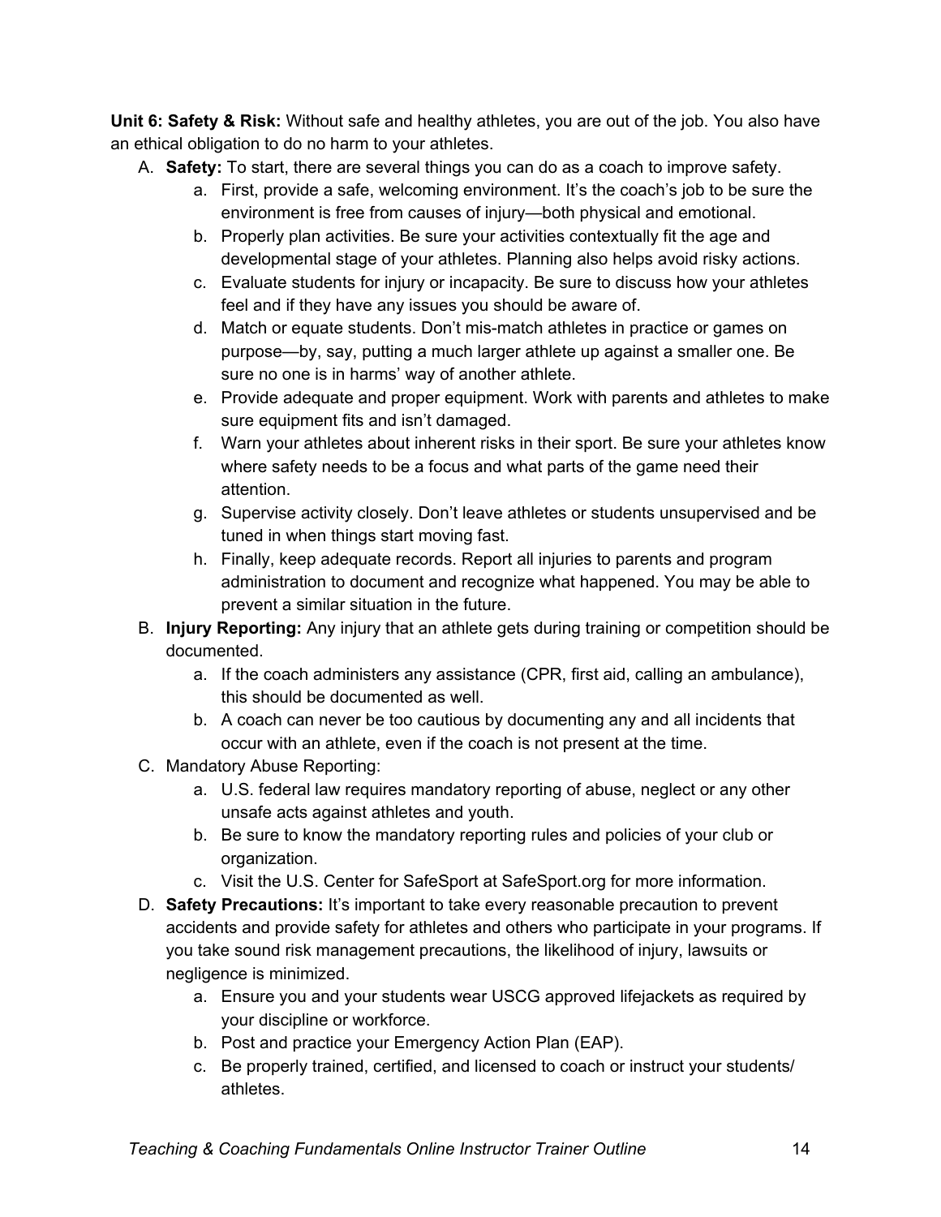**Unit 6: Safety & Risk:** Without safe and healthy athletes, you are out of the job. You also have an ethical obligation to do no harm to your athletes.

A. **Safety:** To start, there are several things you can do as a coach to improve safety.
   a. First, provide a safe, welcoming environment. It's the coach's job to be sure the environment is free from causes of injury—both physical and emotional.
   b. Properly plan activities. Be sure your activities contextually fit the age and developmental stage of your athletes. Planning also helps avoid risky actions.
   c. Evaluate students for injury or incapacity. Be sure to discuss how your athletes feel and if they have any issues you should be aware of.
   d. Match or equate students. Don't mis-match athletes in practice or games on purpose—by, say, putting a much larger athlete up against a smaller one. Be sure no one is in harms' way of another athlete.
   e. Provide adequate and proper equipment. Work with parents and athletes to make sure equipment fits and isn't damaged.
   f. Warn your athletes about inherent risks in their sport. Be sure your athletes know where safety needs to be a focus and what parts of the game need their attention.
   g. Supervise activity closely. Don't leave athletes or students unsupervised and be tuned in when things start moving fast.
   h. Finally, keep adequate records. Report all injuries to parents and program administration to document and recognize what happened. You may be able to prevent a similar situation in the future.

B. **Injury Reporting:** Any injury that an athlete gets during training or competition should be documented.
   a. If the coach administers any assistance (CPR, first aid, calling an ambulance), this should be documented as well.
   b. A coach can never be too cautious by documenting any and all incidents that occur with an athlete, even if the coach is not present at the time.

C. Mandatory Abuse Reporting:
   a. U.S. federal law requires mandatory reporting of abuse, neglect or any other unsafe acts against athletes and youth.
   b. Be sure to know the mandatory reporting rules and policies of your club or organization.
   c. Visit the U.S. Center for SafeSport at SafeSport.org for more information.

D. **Safety Precautions:** It's important to take every reasonable precaution to prevent accidents and provide safety for athletes and others who participate in your programs. If you take sound risk management precautions, the likelihood of injury, lawsuits or negligence is minimized.
   a. Ensure you and your students wear USCG approved lifejackets as required by your discipline or workforce.
   b. Post and practice your Emergency Action Plan (EAP).
   c. Be properly trained, certified, and licensed to coach or instruct your students/ athletes.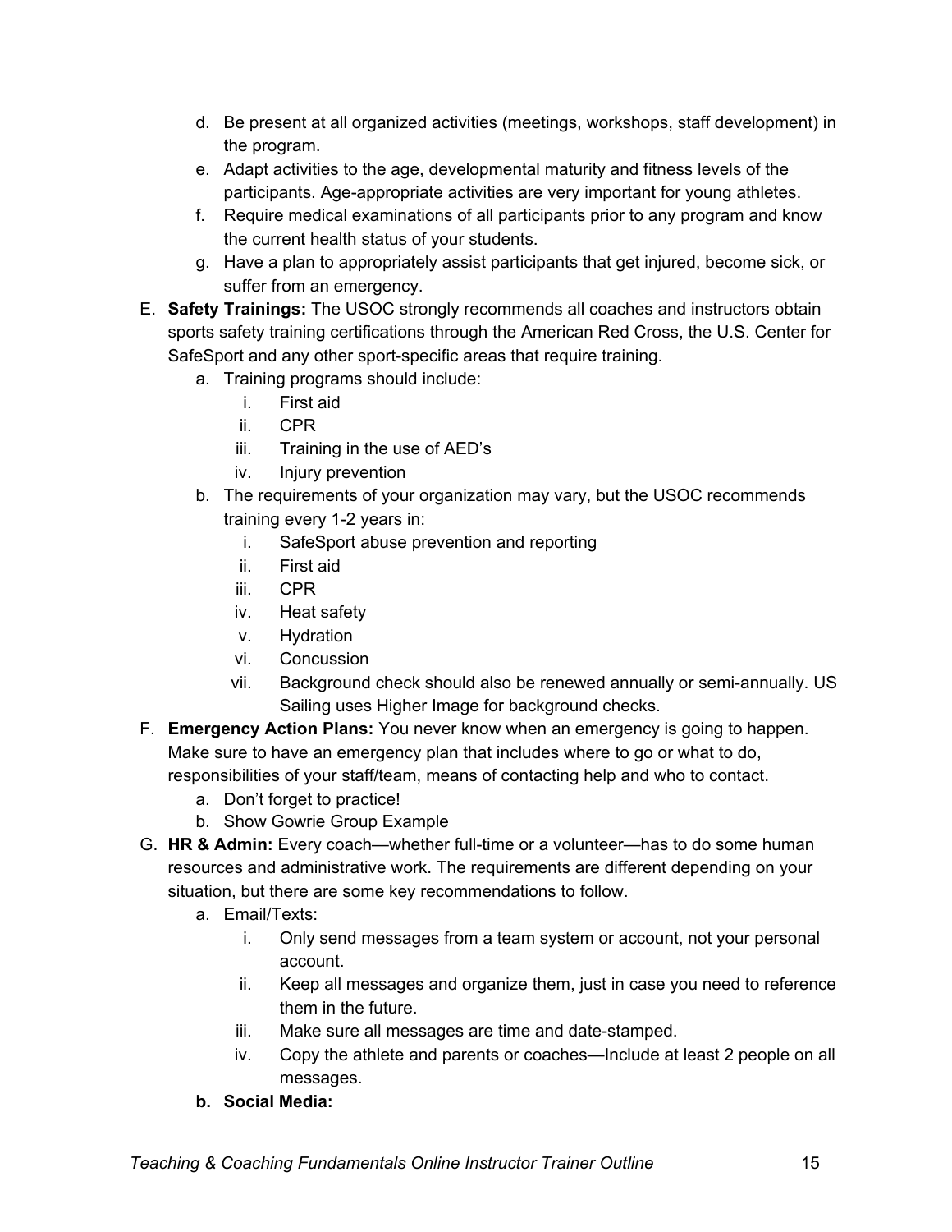d. Be present at all organized activities (meetings, workshops, staff development) in the program.
   e. Adapt activities to the age, developmental maturity and fitness levels of the participants. Age-appropriate activities are very important for young athletes.
   f. Require medical examinations of all participants prior to any program and know the current health status of your students.
   g. Have a plan to appropriately assist participants that get injured, become sick, or suffer from an emergency.

E. **Safety Trainings:** The USOC strongly recommends all coaches and instructors obtain sports safety training certifications through the American Red Cross, the U.S. Center for SafeSport and any other sport-specific areas that require training.
   a. Training programs should include:
      i. First aid
      ii. CPR
      iii. Training in the use of AED's
      iv. Injury prevention
   b. The requirements of your organization may vary, but the USOC recommends training every 1-2 years in:
      i. SafeSport abuse prevention and reporting
      ii. First aid
      iii. CPR
      iv. Heat safety
      v. Hydration
      vi. Concussion
      vii. Background check should also be renewed annually or semi-annually. US Sailing uses Higher Image for background checks.

F. **Emergency Action Plans:** You never know when an emergency is going to happen. Make sure to have an emergency plan that includes where to go or what to do, responsibilities of your staff/team, means of contacting help and who to contact.
   a. Don't forget to practice!
   b. Show Gowrie Group Example

G. **HR & Admin:** Every coach—whether full-time or a volunteer—has to do some human resources and administrative work. The requirements are different depending on your situation, but there are some key recommendations to follow.
   a. Email/Texts:
      i. Only send messages from a team system or account, not your personal account.
      ii. Keep all messages and organize them, just in case you need to reference them in the future.
      iii. Make sure all messages are time and date-stamped.
      iv. Copy the athlete and parents or coaches—Include at least 2 people on all messages.
   **b. Social Media:**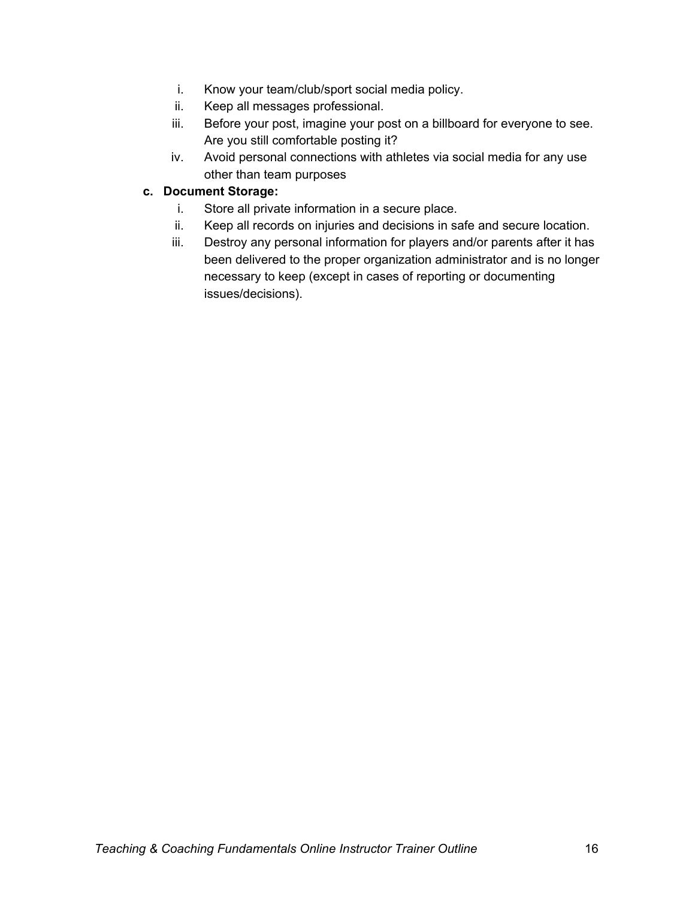i. Know your team/club/sport social media policy.
ii. Keep all messages professional.
iii. Before your post, imagine your post on a billboard for everyone to see. Are you still comfortable posting it?
iv. Avoid personal connections with athletes via social media for any use other than team purposes

**c. Document Storage:**

i. Store all private information in a secure place.
ii. Keep all records on injuries and decisions in safe and secure location.
iii. Destroy any personal information for players and/or parents after it has been delivered to the proper organization administrator and is no longer necessary to keep (except in cases of reporting or documenting issues/decisions).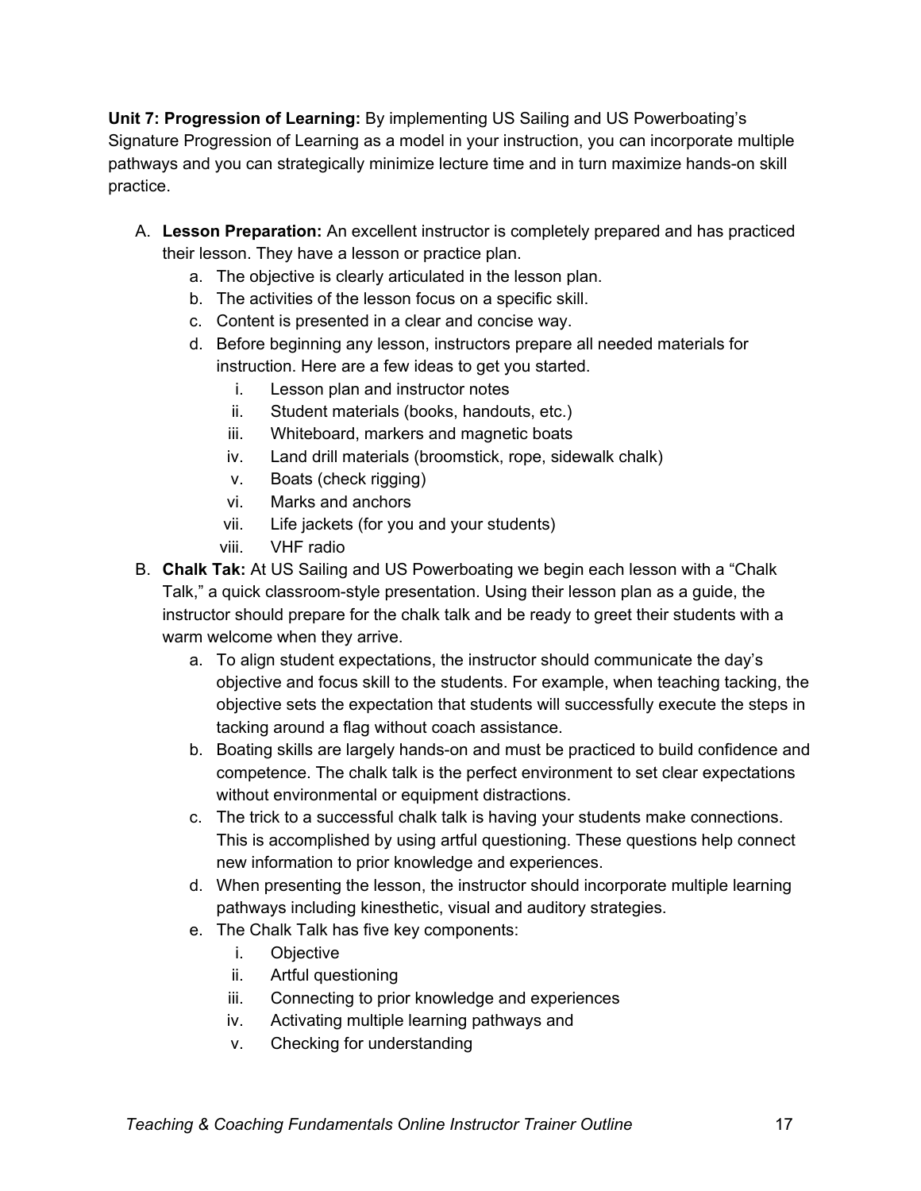**Unit 7: Progression of Learning:** By implementing US Sailing and US Powerboating's Signature Progression of Learning as a model in your instruction, you can incorporate multiple pathways and you can strategically minimize lecture time and in turn maximize hands-on skill practice.

A. **Lesson Preparation:** An excellent instructor is completely prepared and has practiced their lesson. They have a lesson or practice plan.
   a. The objective is clearly articulated in the lesson plan.
   b. The activities of the lesson focus on a specific skill.
   c. Content is presented in a clear and concise way.
   d. Before beginning any lesson, instructors prepare all needed materials for instruction. Here are a few ideas to get you started.
      i. Lesson plan and instructor notes
      ii. Student materials (books, handouts, etc.)
      iii. Whiteboard, markers and magnetic boats
      iv. Land drill materials (broomstick, rope, sidewalk chalk)
      v. Boats (check rigging)
      vi. Marks and anchors
      vii. Life jackets (for you and your students)
      viii. VHF radio
B. **Chalk Tak:** At US Sailing and US Powerboating we begin each lesson with a "Chalk Talk," a quick classroom-style presentation. Using their lesson plan as a guide, the instructor should prepare for the chalk talk and be ready to greet their students with a warm welcome when they arrive.
   a. To align student expectations, the instructor should communicate the day's objective and focus skill to the students. For example, when teaching tacking, the objective sets the expectation that students will successfully execute the steps in tacking around a flag without coach assistance.
   b. Boating skills are largely hands-on and must be practiced to build confidence and competence. The chalk talk is the perfect environment to set clear expectations without environmental or equipment distractions.
   c. The trick to a successful chalk talk is having your students make connections. This is accomplished by using artful questioning. These questions help connect new information to prior knowledge and experiences.
   d. When presenting the lesson, the instructor should incorporate multiple learning pathways including kinesthetic, visual and auditory strategies.
   e. The Chalk Talk has five key components:
      i. Objective
      ii. Artful questioning
      iii. Connecting to prior knowledge and experiences
      iv. Activating multiple learning pathways and
      v. Checking for understanding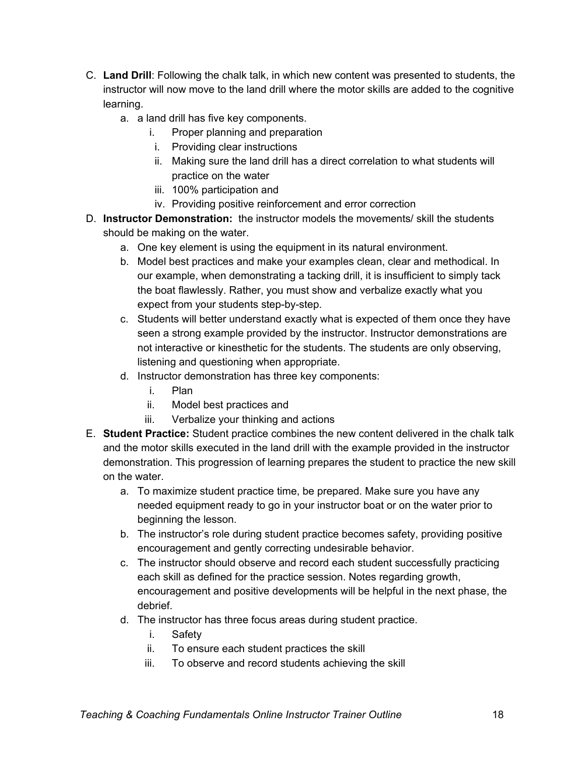C. **Land Drill**: Following the chalk talk, in which new content was presented to students, the instructor will now move to the land drill where the motor skills are added to the cognitive learning.
    a. a land drill has five key components.
        i. Proper planning and preparation
        i. Providing clear instructions
        ii. Making sure the land drill has a direct correlation to what students will practice on the water
        iii. 100% participation and
        iv. Providing positive reinforcement and error correction

D. **Instructor Demonstration:** the instructor models the movements/ skill the students should be making on the water.
    a. One key element is using the equipment in its natural environment.
    b. Model best practices and make your examples clean, clear and methodical. In our example, when demonstrating a tacking drill, it is insufficient to simply tack the boat flawlessly. Rather, you must show and verbalize exactly what you expect from your students step-by-step.
    c. Students will better understand exactly what is expected of them once they have seen a strong example provided by the instructor. Instructor demonstrations are not interactive or kinesthetic for the students. The students are only observing, listening and questioning when appropriate.
    d. Instructor demonstration has three key components:
        i. Plan
        ii. Model best practices and
        iii. Verbalize your thinking and actions

E. **Student Practice:** Student practice combines the new content delivered in the chalk talk and the motor skills executed in the land drill with the example provided in the instructor demonstration. This progression of learning prepares the student to practice the new skill on the water.
    a. To maximize student practice time, be prepared. Make sure you have any needed equipment ready to go in your instructor boat or on the water prior to beginning the lesson.
    b. The instructor's role during student practice becomes safety, providing positive encouragement and gently correcting undesirable behavior.
    c. The instructor should observe and record each student successfully practicing each skill as defined for the practice session. Notes regarding growth, encouragement and positive developments will be helpful in the next phase, the debrief.
    d. The instructor has three focus areas during student practice.
        i. Safety
        ii. To ensure each student practices the skill
        iii. To observe and record students achieving the skill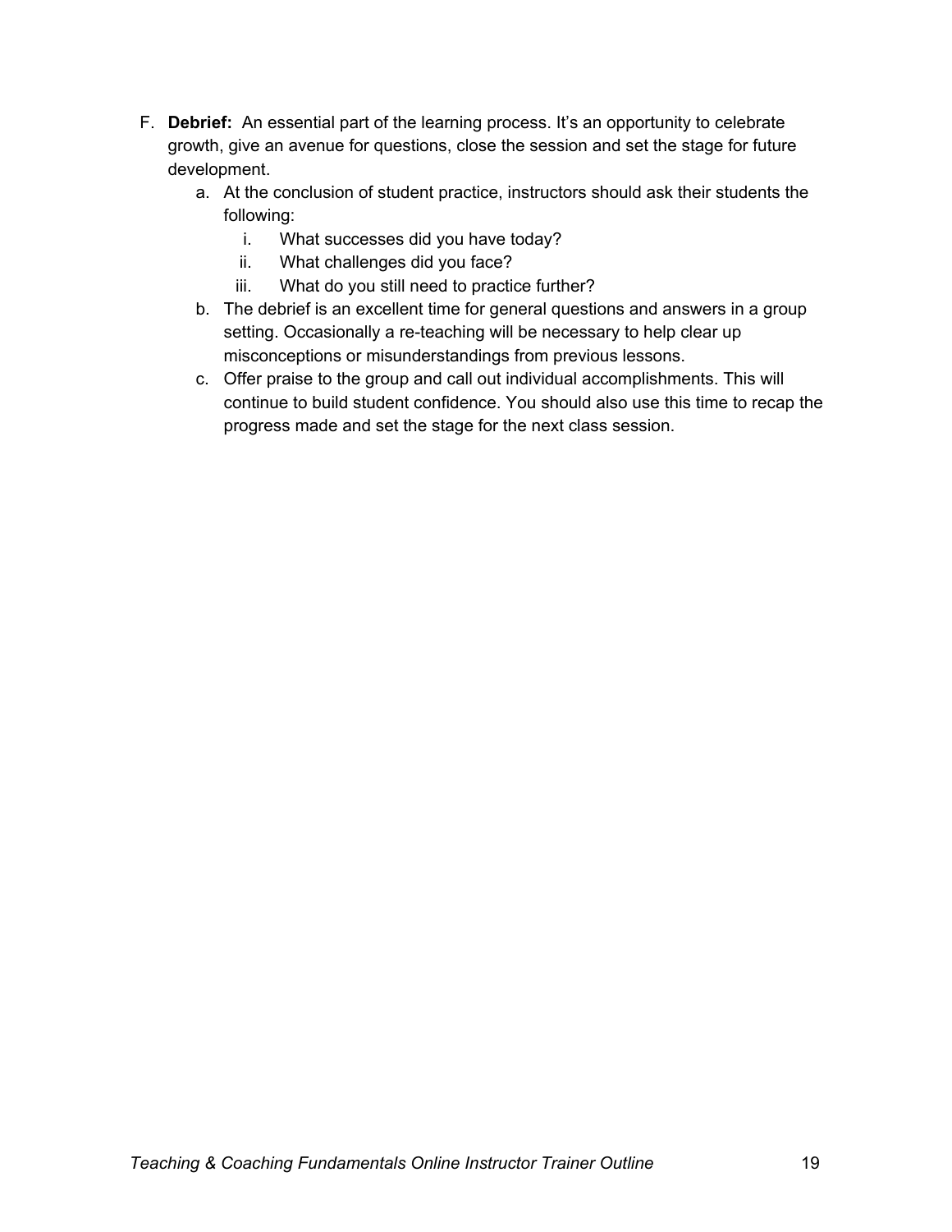F. **Debrief:** An essential part of the learning process. It's an opportunity to celebrate growth, give an avenue for questions, close the session and set the stage for future development.
   a. At the conclusion of student practice, instructors should ask their students the following:
      i. What successes did you have today?
      ii. What challenges did you face?
      iii. What do you still need to practice further?
   b. The debrief is an excellent time for general questions and answers in a group setting. Occasionally a re-teaching will be necessary to help clear up misconceptions or misunderstandings from previous lessons.
   c. Offer praise to the group and call out individual accomplishments. This will continue to build student confidence. You should also use this time to recap the progress made and set the stage for the next class session.